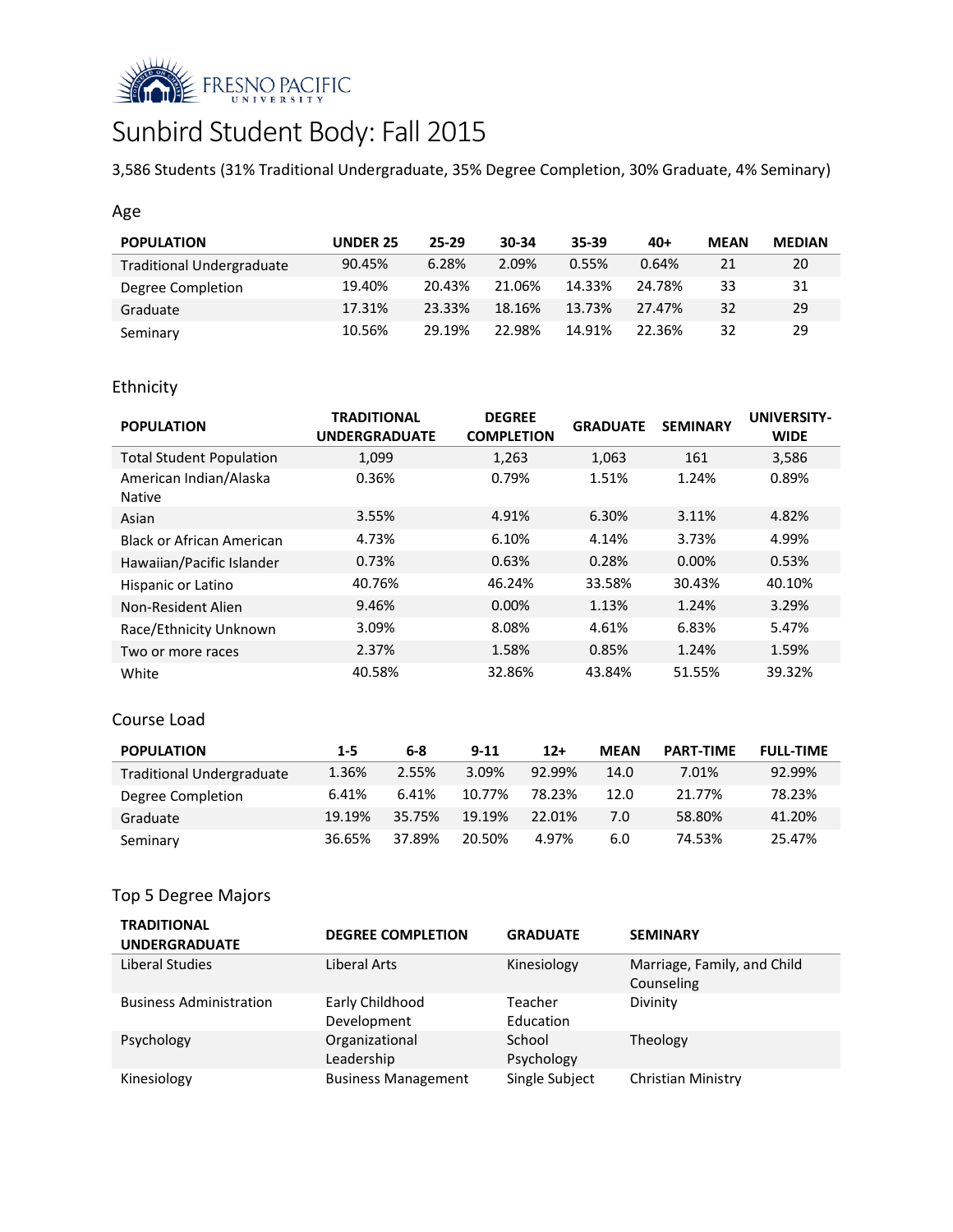# Sunbird Student Body: Fall 2015

3,586 Students (31% Traditional Undergraduate, 35% Degree Completion, 30% Graduate, 4% Seminary)

## Age

| POPULATION | UNDER 25 | 25-29 | 30-34 | 35-39 | 40+ | MEAN | MEDIAN |
|---|---|---|---|---|---|---|---|
| Traditional Undergraduate | 90.45% | 6.28% | 2.09% | 0.55% | 0.64% | 21 | 20 |
| Degree Completion | 19.40% | 20.43% | 21.06% | 14.33% | 24.78% | 33 | 31 |
| Graduate | 17.31% | 23.33% | 18.16% | 13.73% | 27.47% | 32 | 29 |
| Seminary | 10.56% | 29.19% | 22.98% | 14.91% | 22.36% | 32 | 29 |

## Ethnicity

| POPULATION | TRADITIONAL UNDERGRADUATE | DEGREE COMPLETION | GRADUATE | SEMINARY | UNIVERSITY-WIDE |
|---|---|---|---|---|---|
| Total Student Population | 1,099 | 1,263 | 1,063 | 161 | 3,586 |
| American Indian/Alaska Native | 0.36% | 0.79% | 1.51% | 1.24% | 0.89% |
| Asian | 3.55% | 4.91% | 6.30% | 3.11% | 4.82% |
| Black or African American | 4.73% | 6.10% | 4.14% | 3.73% | 4.99% |
| Hawaiian/Pacific Islander | 0.73% | 0.63% | 0.28% | 0.00% | 0.53% |
| Hispanic or Latino | 40.76% | 46.24% | 33.58% | 30.43% | 40.10% |
| Non-Resident Alien | 9.46% | 0.00% | 1.13% | 1.24% | 3.29% |
| Race/Ethnicity Unknown | 3.09% | 8.08% | 4.61% | 6.83% | 5.47% |
| Two or more races | 2.37% | 1.58% | 0.85% | 1.24% | 1.59% |
| White | 40.58% | 32.86% | 43.84% | 51.55% | 39.32% |

## Course Load

| POPULATION | 1-5 | 6-8 | 9-11 | 12+ | MEAN | PART-TIME | FULL-TIME |
|---|---|---|---|---|---|---|---|
| Traditional Undergraduate | 1.36% | 2.55% | 3.09% | 92.99% | 14.0 | 7.01% | 92.99% |
| Degree Completion | 6.41% | 6.41% | 10.77% | 78.23% | 12.0 | 21.77% | 78.23% |
| Graduate | 19.19% | 35.75% | 19.19% | 22.01% | 7.0 | 58.80% | 41.20% |
| Seminary | 36.65% | 37.89% | 20.50% | 4.97% | 6.0 | 74.53% | 25.47% |

## Top 5 Degree Majors

| TRADITIONAL UNDERGRADUATE | DEGREE COMPLETION | GRADUATE | SEMINARY |
|---|---|---|---|
| Liberal Studies | Liberal Arts | Kinesiology | Marriage, Family, and Child Counseling |
| Business Administration | Early Childhood Development | Teacher Education | Divinity |
| Psychology | Organizational Leadership | School Psychology | Theology |
| Kinesiology | Business Management | Single Subject | Christian Ministry |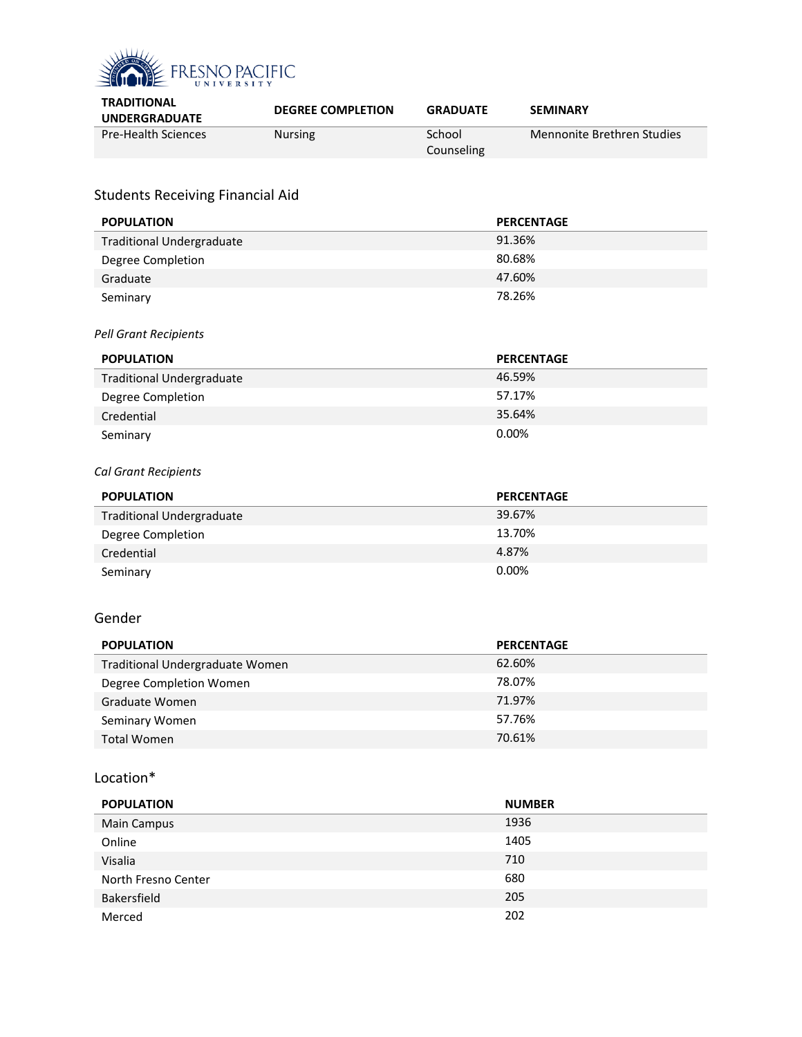| TRADITIONAL UNDERGRADUATE | DEGREE COMPLETION | GRADUATE | SEMINARY |
| --- | --- | --- | --- |
| Pre-Health Sciences | Nursing | School Counseling | Mennonite Brethren Studies |

## Students Receiving Financial Aid

| POPULATION | PERCENTAGE |
| --- | --- |
| Traditional Undergraduate | 91.36% |
| Degree Completion | 80.68% |
| Graduate | 47.60% |
| Seminary | 78.26% |

*Pell Grant Recipients*

| POPULATION | PERCENTAGE |
| --- | --- |
| Traditional Undergraduate | 46.59% |
| Degree Completion | 57.17% |
| Credential | 35.64% |
| Seminary | 0.00% |

*Cal Grant Recipients*

| POPULATION | PERCENTAGE |
| --- | --- |
| Traditional Undergraduate | 39.67% |
| Degree Completion | 13.70% |
| Credential | 4.87% |
| Seminary | 0.00% |

## Gender

| POPULATION | PERCENTAGE |
| --- | --- |
| Traditional Undergraduate Women | 62.60% |
| Degree Completion Women | 78.07% |
| Graduate Women | 71.97% |
| Seminary Women | 57.76% |
| Total Women | 70.61% |

## Location*

| POPULATION | NUMBER |
| --- | --- |
| Main Campus | 1936 |
| Online | 1405 |
| Visalia | 710 |
| North Fresno Center | 680 |
| Bakersfield | 205 |
| Merced | 202 |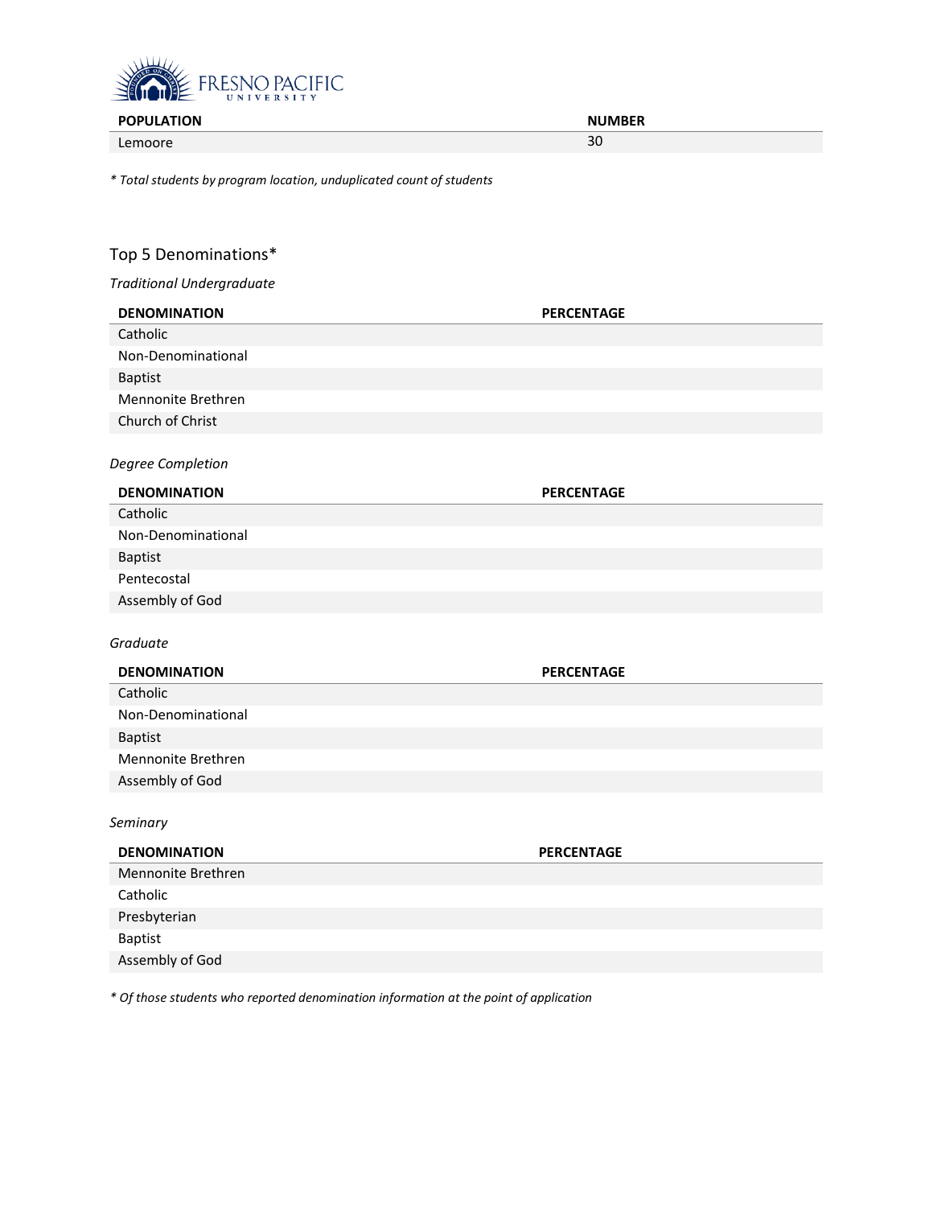| POPULATION | NUMBER |
| --- | --- |
| Lemoore | 30 |

*\* Total students by program location, unduplicated count of students*

## Top 5 Denominations*

*Traditional Undergraduate*

| DENOMINATION | PERCENTAGE |
| --- | --- |
| Catholic | |
| Non-Denominational | |
| Baptist | |
| Mennonite Brethren | |
| Church of Christ | |

*Degree Completion*

| DENOMINATION | PERCENTAGE |
| --- | --- |
| Catholic | |
| Non-Denominational | |
| Baptist | |
| Pentecostal | |
| Assembly of God | |

*Graduate*

| DENOMINATION | PERCENTAGE |
| --- | --- |
| Catholic | |
| Non-Denominational | |
| Baptist | |
| Mennonite Brethren | |
| Assembly of God | |

*Seminary*

| DENOMINATION | PERCENTAGE |
| --- | --- |
| Mennonite Brethren | |
| Catholic | |
| Presbyterian | |
| Baptist | |
| Assembly of God | |

*\* Of those students who reported denomination information at the point of application*